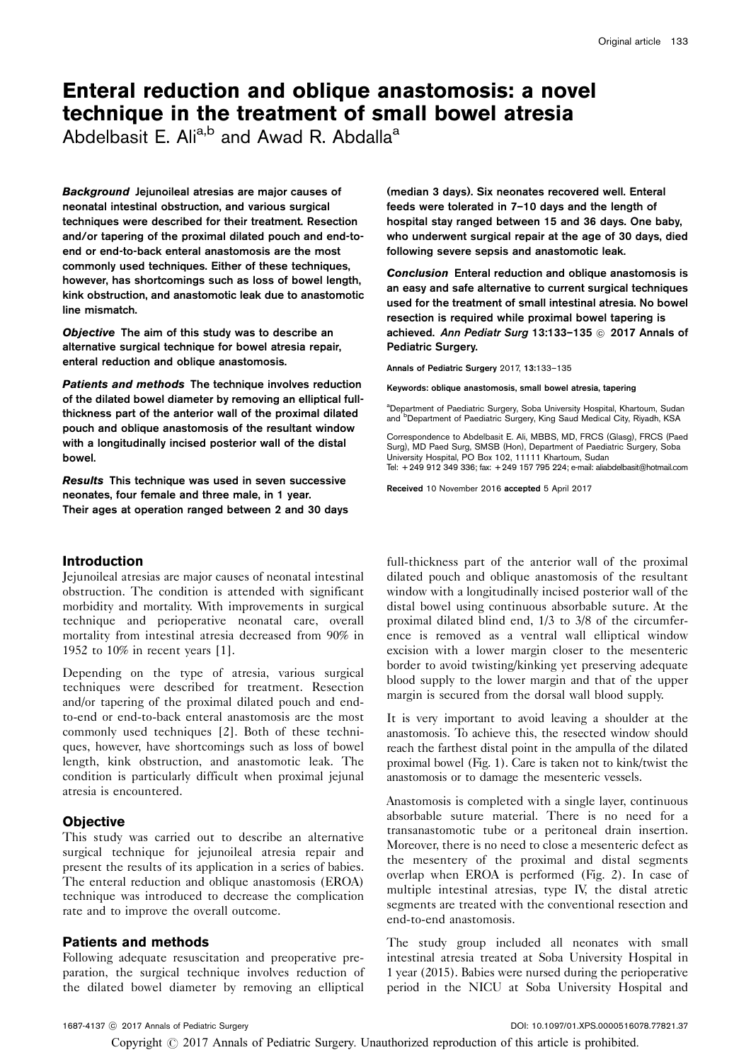# Enteral reduction and oblique anastomosis: a novel technique in the treatment of small bowel atresia

Abdelbasit E. Ali[a,b] and Awad R. Abdalla[a]

***Background*** **Jejunoileal atresias are major causes of neonatal intestinal obstruction, and various surgical techniques were described for their treatment. Resection and/or tapering of the proximal dilated pouch and end-to-end or end-to-back enteral anastomosis are the most commonly used techniques. Either of these techniques, however, has shortcomings such as loss of bowel length, kink obstruction, and anastomotic leak due to anastomotic line mismatch.**

***Objective*** **The aim of this study was to describe an alternative surgical technique for bowel atresia repair, enteral reduction and oblique anastomosis.**

***Patients and methods*** **The technique involves reduction of the dilated bowel diameter by removing an elliptical full-thickness part of the anterior wall of the proximal dilated pouch and oblique anastomosis of the resultant window with a longitudinally incised posterior wall of the distal bowel.**

***Results*** **This technique was used in seven successive neonates, four female and three male, in 1 year. Their ages at operation ranged between 2 and 30 days (median 3 days). Six neonates recovered well. Enteral feeds were tolerated in 7–10 days and the length of hospital stay ranged between 15 and 36 days. One baby, who underwent surgical repair at the age of 30 days, died following severe sepsis and anastomotic leak.**

***Conclusion*** **Enteral reduction and oblique anastomosis is an easy and safe alternative to current surgical techniques used for the treatment of small intestinal atresia. No bowel resection is required while proximal bowel tapering is achieved.** ***Ann Pediatr Surg*** **13:133–135 © 2017 Annals of Pediatric Surgery.**

Annals of Pediatric Surgery 2017, 13:133–135

Keywords: oblique anastomosis, small bowel atresia, tapering

[a]Department of Paediatric Surgery, Soba University Hospital, Khartoum, Sudan and [b]Department of Paediatric Surgery, King Saud Medical City, Riyadh, KSA

Correspondence to Abdelbasit E. Ali, MBBS, MD, FRCS (Glasg), FRCS (Paed Surg), MD Paed Surg, SMSB (Hon), Department of Paediatric Surgery, Soba University Hospital, PO Box 102, 11111 Khartoum, Sudan
Tel: +249 912 349 336; fax: +249 157 795 224; e-mail: aliabdelbasit@hotmail.com

Received 10 November 2016 accepted 5 April 2017

## Introduction

Jejunoileal atresias are major causes of neonatal intestinal obstruction. The condition is attended with significant morbidity and mortality. With improvements in surgical technique and perioperative neonatal care, overall mortality from intestinal atresia decreased from 90% in 1952 to 10% in recent years [1].

Depending on the type of atresia, various surgical techniques were described for treatment. Resection and/or tapering of the proximal dilated pouch and end-to-end or end-to-back enteral anastomosis are the most commonly used techniques [2]. Both of these techniques, however, have shortcomings such as loss of bowel length, kink obstruction, and anastomotic leak. The condition is particularly difficult when proximal jejunal atresia is encountered.

## Objective

This study was carried out to describe an alternative surgical technique for jejunoileal atresia repair and present the results of its application in a series of babies. The enteral reduction and oblique anastomosis (EROA) technique was introduced to decrease the complication rate and to improve the overall outcome.

## Patients and methods

Following adequate resuscitation and preoperative preparation, the surgical technique involves reduction of the dilated bowel diameter by removing an elliptical full-thickness part of the anterior wall of the proximal dilated pouch and oblique anastomosis of the resultant window with a longitudinally incised posterior wall of the distal bowel using continuous absorbable suture. At the proximal dilated blind end, 1/3 to 3/8 of the circumference is removed as a ventral wall elliptical window excision with a lower margin closer to the mesenteric border to avoid twisting/kinking yet preserving adequate blood supply to the lower margin and that of the upper margin is secured from the dorsal wall blood supply.

It is very important to avoid leaving a shoulder at the anastomosis. To achieve this, the resected window should reach the farthest distal point in the ampulla of the dilated proximal bowel (Fig. 1). Care is taken not to kink/twist the anastomosis or to damage the mesenteric vessels.

Anastomosis is completed with a single layer, continuous absorbable suture material. There is no need for a transanastomotic tube or a peritoneal drain insertion. Moreover, there is no need to close a mesenteric defect as the mesentery of the proximal and distal segments overlap when EROA is performed (Fig. 2). In case of multiple intestinal atresias, type IV, the distal atretic segments are treated with the conventional resection and end-to-end anastomosis.

The study group included all neonates with small intestinal atresia treated at Soba University Hospital in 1 year (2015). Babies were nursed during the perioperative period in the NICU at Soba University Hospital and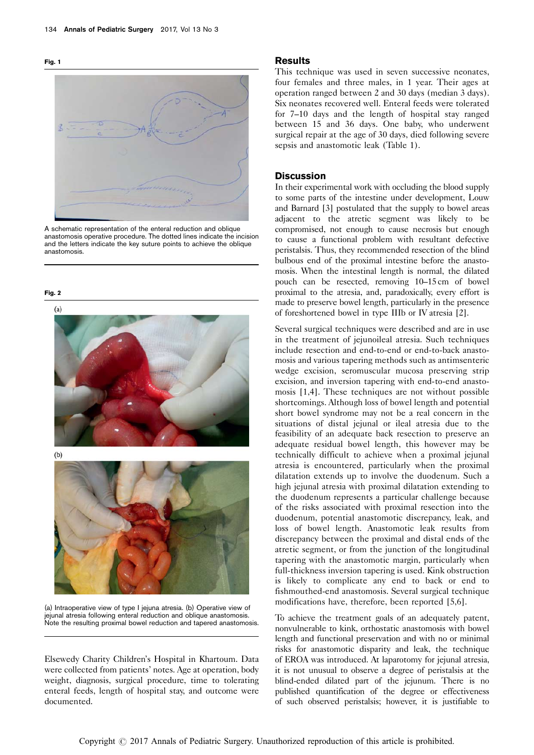**Fig. 1**

A schematic representation of the enteral reduction and oblique anastomosis operative procedure. The dotted lines indicate the incision and the letters indicate the key suture points to achieve the oblique anastomosis.

**Fig. 2**

(a) Intraoperative view of type I jejuna atresia. (b) Operative view of jejunal atresia following enteral reduction and oblique anastomosis. Note the resulting proximal bowel reduction and tapered anastomosis.

Elsewedy Charity Children's Hospital in Khartoum. Data were collected from patients' notes. Age at operation, body weight, diagnosis, surgical procedure, time to tolerating enteral feeds, length of hospital stay, and outcome were documented.

## Results

This technique was used in seven successive neonates, four females and three males, in 1 year. Their ages at operation ranged between 2 and 30 days (median 3 days). Six neonates recovered well. Enteral feeds were tolerated for 7–10 days and the length of hospital stay ranged between 15 and 36 days. One baby, who underwent surgical repair at the age of 30 days, died following severe sepsis and anastomotic leak (Table 1).

## Discussion

In their experimental work with occluding the blood supply to some parts of the intestine under development, Louw and Barnard [3] postulated that the supply to bowel areas adjacent to the atretic segment was likely to be compromised, not enough to cause necrosis but enough to cause a functional problem with resultant defective peristalsis. Thus, they recommended resection of the blind bulbous end of the proximal intestine before the anastomosis. When the intestinal length is normal, the dilated pouch can be resected, removing 10–15 cm of bowel proximal to the atresia, and, paradoxically, every effort is made to preserve bowel length, particularly in the presence of foreshortened bowel in type IIIb or IV atresia [2].

Several surgical techniques were described and are in use in the treatment of jejunoileal atresia. Such techniques include resection and end-to-end or end-to-back anastomosis and various tapering methods such as antimsenteric wedge excision, seromuscular mucosa preserving strip excision, and inversion tapering with end-to-end anastomosis [1,4]. These techniques are not without possible shortcomings. Although loss of bowel length and potential short bowel syndrome may not be a real concern in the situations of distal jejunal or ileal atresia due to the feasibility of an adequate back resection to preserve an adequate residual bowel length, this however may be technically difficult to achieve when a proximal jejunal atresia is encountered, particularly when the proximal dilatation extends up to involve the duodenum. Such a high jejunal atresia with proximal dilatation extending to the duodenum represents a particular challenge because of the risks associated with proximal resection into the duodenum, potential anastomotic discrepancy, leak, and loss of bowel length. Anastomotic leak results from discrepancy between the proximal and distal ends of the atretic segment, or from the junction of the longitudinal tapering with the anastomotic margin, particularly when full-thickness inversion tapering is used. Kink obstruction is likely to complicate any end to back or end to fishmouthed-end anastomosis. Several surgical technique modifications have, therefore, been reported [5,6].

To achieve the treatment goals of an adequately patent, nonvulnerable to kink, orthostatic anastomosis with bowel length and functional preservation and with no or minimal risks for anastomotic disparity and leak, the technique of EROA was introduced. At laparotomy for jejunal atresia, it is not unusual to observe a degree of peristalsis at the blind-ended dilated part of the jejunum. There is no published quantification of the degree or effectiveness of such observed peristalsis; however, it is justifiable to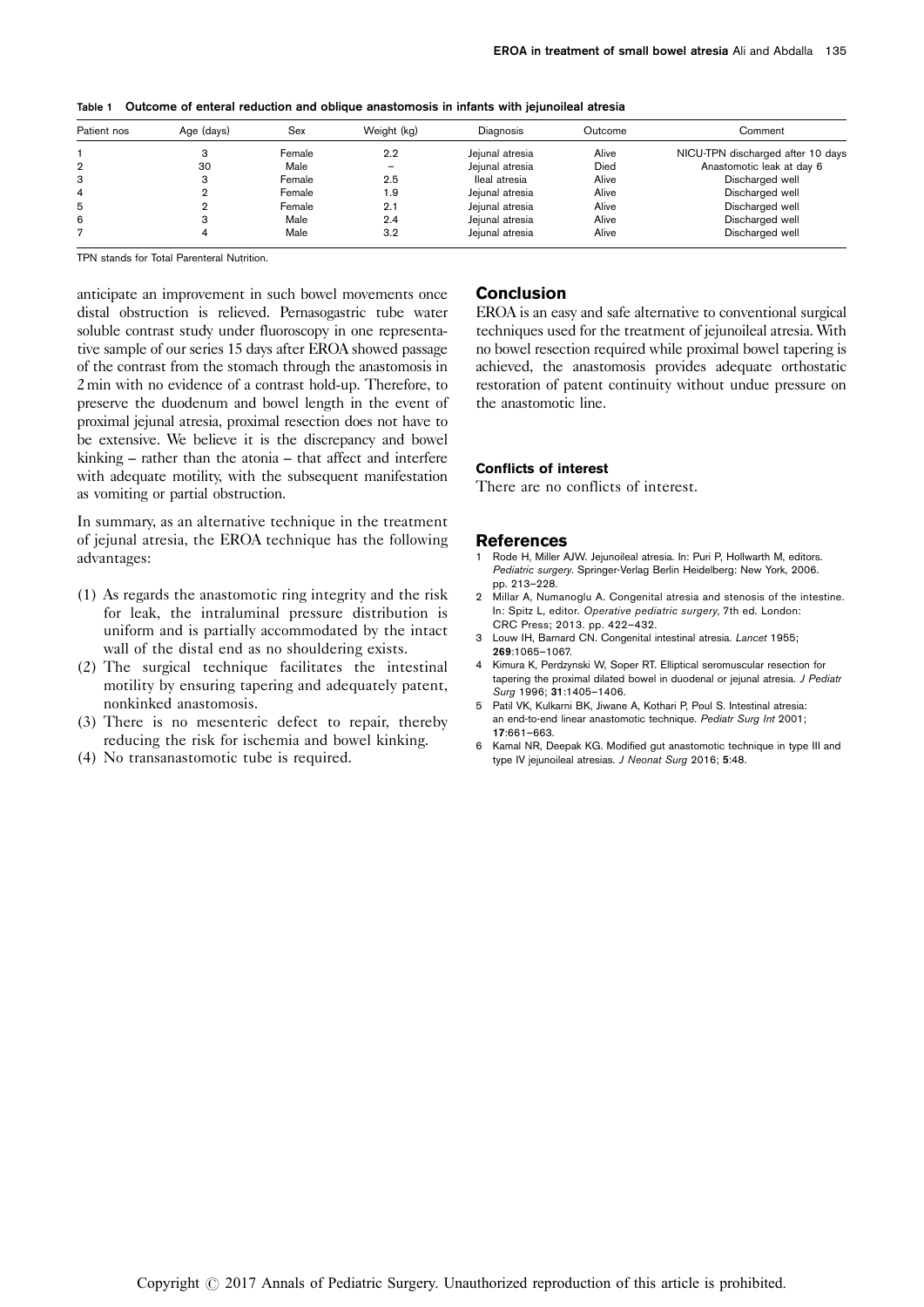**Table 1 Outcome of enteral reduction and oblique anastomosis in infants with jejunoileal atresia**

| Patient nos | Age (days) | Sex | Weight (kg) | Diagnosis | Outcome | Comment |
|---|---|---|---|---|---|---|
| 1 | 3 | Female | 2.2 | Jejunal atresia | Alive | NICU-TPN discharged after 10 days |
| 2 | 30 | Male | – | Jejunal atresia | Died | Anastomotic leak at day 6 |
| 3 | 3 | Female | 2.5 | Ileal atresia | Alive | Discharged well |
| 4 | 2 | Female | 1.9 | Jejunal atresia | Alive | Discharged well |
| 5 | 2 | Female | 2.1 | Jejunal atresia | Alive | Discharged well |
| 6 | 3 | Male | 2.4 | Jejunal atresia | Alive | Discharged well |
| 7 | 4 | Male | 3.2 | Jejunal atresia | Alive | Discharged well |

TPN stands for Total Parenteral Nutrition.

anticipate an improvement in such bowel movements once distal obstruction is relieved. Pernasogastric tube water soluble contrast study under fluoroscopy in one representative sample of our series 15 days after EROA showed passage of the contrast from the stomach through the anastomosis in 2 min with no evidence of a contrast hold-up. Therefore, to preserve the duodenum and bowel length in the event of proximal jejunal atresia, proximal resection does not have to be extensive. We believe it is the discrepancy and bowel kinking – rather than the atonia – that affect and interfere with adequate motility, with the subsequent manifestation as vomiting or partial obstruction.

In summary, as an alternative technique in the treatment of jejunal atresia, the EROA technique has the following advantages:

(1) As regards the anastomotic ring integrity and the risk for leak, the intraluminal pressure distribution is uniform and is partially accommodated by the intact wall of the distal end as no shouldering exists.
(2) The surgical technique facilitates the intestinal motility by ensuring tapering and adequately patent, nonkinked anastomosis.
(3) There is no mesenteric defect to repair, thereby reducing the risk for ischemia and bowel kinking.
(4) No transanastomotic tube is required.

## Conclusion

EROA is an easy and safe alternative to conventional surgical techniques used for the treatment of jejunoileal atresia. With no bowel resection required while proximal bowel tapering is achieved, the anastomosis provides adequate orthostatic restoration of patent continuity without undue pressure on the anastomotic line.

### Conflicts of interest

There are no conflicts of interest.

## References

1. Rode H, Miller AJW. Jejunoileal atresia. In: Puri P, Hollwarth M, editors. *Pediatric surgery*. Springer-Verlag Berlin Heidelberg: New York, 2006. pp. 213–228.
2. Millar A, Numanoglu A. Congenital atresia and stenosis of the intestine. In: Spitz L, editor. *Operative pediatric surgery*, 7th ed. London: CRC Press; 2013. pp. 422–432.
3. Louw IH, Barnard CN. Congenital intestinal atresia. *Lancet* 1955; **269**:1065–1067.
4. Kimura K, Perdzynski W, Soper RT. Elliptical seromuscular resection for tapering the proximal dilated bowel in duodenal or jejunal atresia. *J Pediatr Surg* 1996; **31**:1405–1406.
5. Patil VK, Kulkarni BK, Jiwane A, Kothari P, Poul S. Intestinal atresia: an end-to-end linear anastomotic technique. *Pediatr Surg Int* 2001; **17**:661–663.
6. Kamal NR, Deepak KG. Modified gut anastomotic technique in type III and type IV jejunoileal atresias. *J Neonat Surg* 2016; **5**:48.